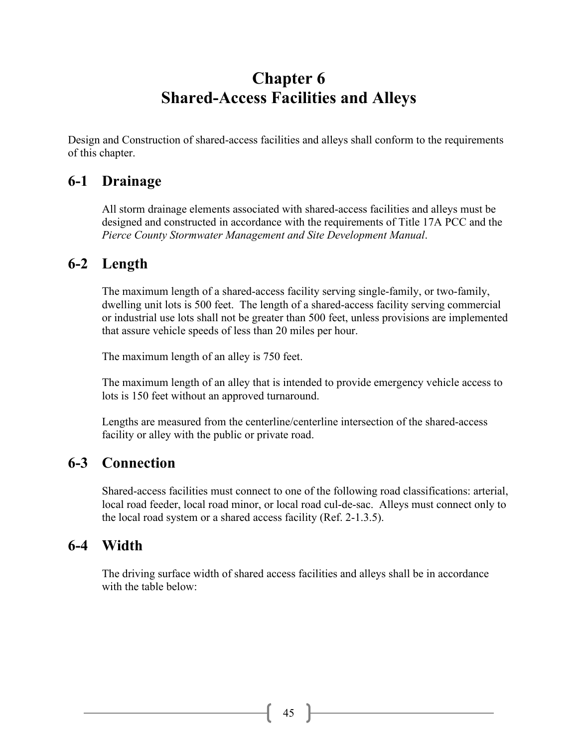# Chapter 6
# Shared-Access Facilities and Alleys

Design and Construction of shared-access facilities and alleys shall conform to the requirements of this chapter.

## 6-1 Drainage

All storm drainage elements associated with shared-access facilities and alleys must be designed and constructed in accordance with the requirements of Title 17A PCC and the *Pierce County Stormwater Management and Site Development Manual*.

## 6-2 Length

The maximum length of a shared-access facility serving single-family, or two-family, dwelling unit lots is 500 feet. The length of a shared-access facility serving commercial or industrial use lots shall not be greater than 500 feet, unless provisions are implemented that assure vehicle speeds of less than 20 miles per hour.

The maximum length of an alley is 750 feet.

The maximum length of an alley that is intended to provide emergency vehicle access to lots is 150 feet without an approved turnaround.

Lengths are measured from the centerline/centerline intersection of the shared-access facility or alley with the public or private road.

## 6-3 Connection

Shared-access facilities must connect to one of the following road classifications: arterial, local road feeder, local road minor, or local road cul-de-sac. Alleys must connect only to the local road system or a shared access facility (Ref. 2-1.3.5).

## 6-4 Width

The driving surface width of shared access facilities and alleys shall be in accordance with the table below: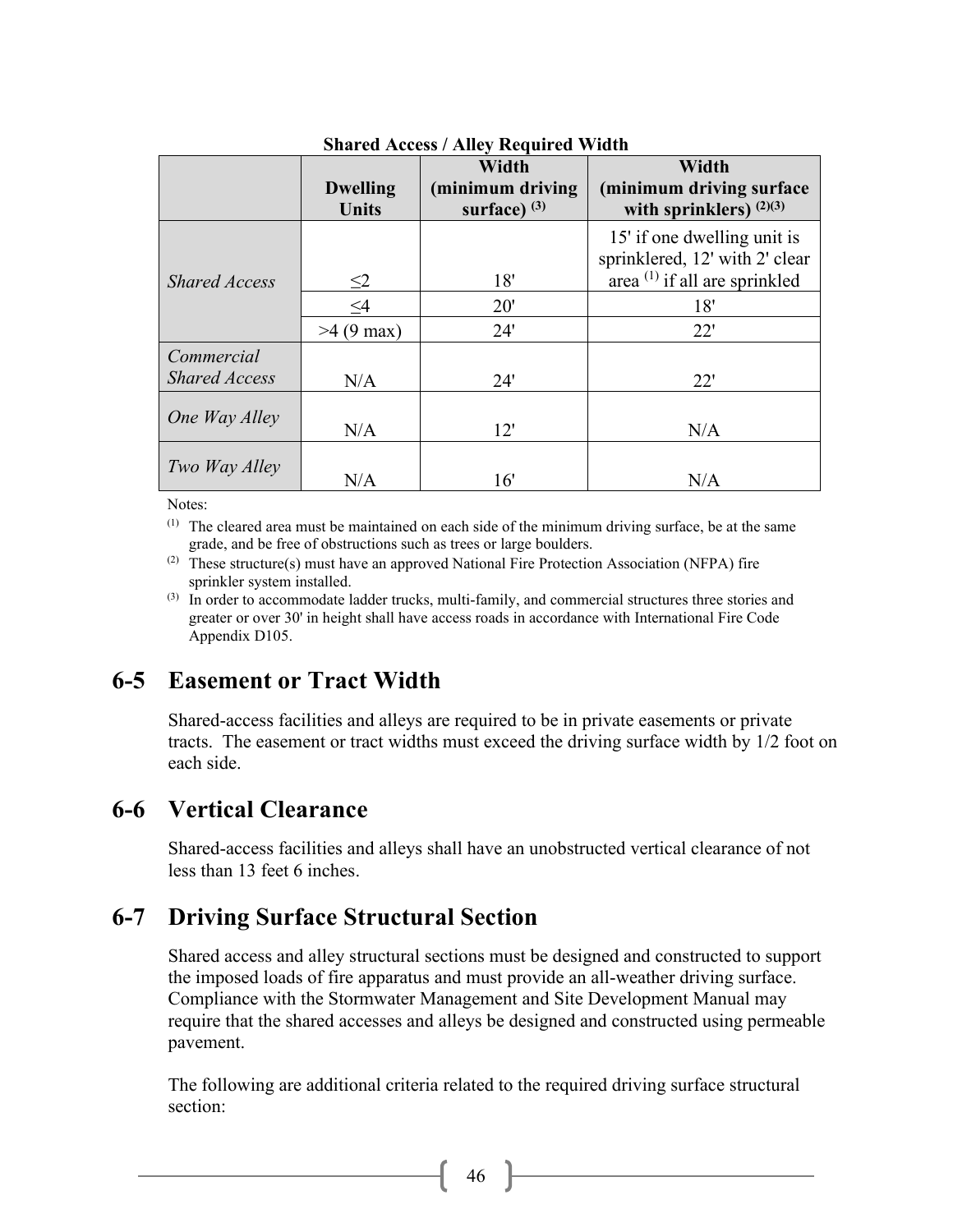**Shared Access / Alley Required Width**

| | Dwelling Units | Width (minimum driving surface) [3] | Width (minimum driving surface with sprinklers) [2][3] |
|---|---|---|---|
| *Shared Access* | ≤2 | 18' | 15' if one dwelling unit is sprinklered, 12' with 2' clear area [1] if all are sprinkled |
| | ≤4 | 20' | 18' |
| | >4 (9 max) | 24' | 22' |
| *Commercial Shared Access* | N/A | 24' | 22' |
| *One Way Alley* | N/A | 12' | N/A |
| *Two Way Alley* | N/A | 16' | N/A |

Notes:

[1] The cleared area must be maintained on each side of the minimum driving surface, be at the same grade, and be free of obstructions such as trees or large boulders.

[2] These structure(s) must have an approved National Fire Protection Association (NFPA) fire sprinkler system installed.

[3] In order to accommodate ladder trucks, multi-family, and commercial structures three stories and greater or over 30' in height shall have access roads in accordance with International Fire Code Appendix D105.

## 6-5 Easement or Tract Width

Shared-access facilities and alleys are required to be in private easements or private tracts. The easement or tract widths must exceed the driving surface width by 1/2 foot on each side.

## 6-6 Vertical Clearance

Shared-access facilities and alleys shall have an unobstructed vertical clearance of not less than 13 feet 6 inches.

## 6-7 Driving Surface Structural Section

Shared access and alley structural sections must be designed and constructed to support the imposed loads of fire apparatus and must provide an all-weather driving surface. Compliance with the Stormwater Management and Site Development Manual may require that the shared accesses and alleys be designed and constructed using permeable pavement.

The following are additional criteria related to the required driving surface structural section: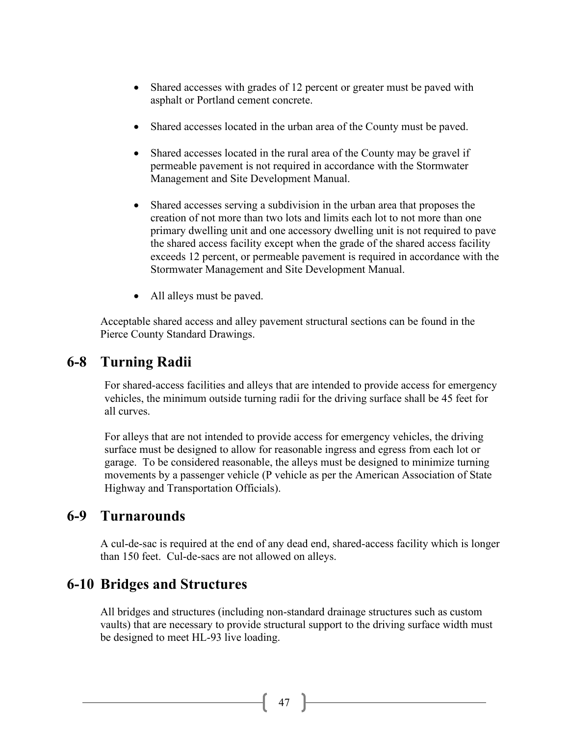- Shared accesses with grades of 12 percent or greater must be paved with asphalt or Portland cement concrete.

- Shared accesses located in the urban area of the County must be paved.

- Shared accesses located in the rural area of the County may be gravel if permeable pavement is not required in accordance with the Stormwater Management and Site Development Manual.

- Shared accesses serving a subdivision in the urban area that proposes the creation of not more than two lots and limits each lot to not more than one primary dwelling unit and one accessory dwelling unit is not required to pave the shared access facility except when the grade of the shared access facility exceeds 12 percent, or permeable pavement is required in accordance with the Stormwater Management and Site Development Manual.

- All alleys must be paved.

Acceptable shared access and alley pavement structural sections can be found in the Pierce County Standard Drawings.

## 6-8 Turning Radii

For shared-access facilities and alleys that are intended to provide access for emergency vehicles, the minimum outside turning radii for the driving surface shall be 45 feet for all curves.

For alleys that are not intended to provide access for emergency vehicles, the driving surface must be designed to allow for reasonable ingress and egress from each lot or garage. To be considered reasonable, the alleys must be designed to minimize turning movements by a passenger vehicle (P vehicle as per the American Association of State Highway and Transportation Officials).

## 6-9 Turnarounds

A cul-de-sac is required at the end of any dead end, shared-access facility which is longer than 150 feet. Cul-de-sacs are not allowed on alleys.

## 6-10 Bridges and Structures

All bridges and structures (including non-standard drainage structures such as custom vaults) that are necessary to provide structural support to the driving surface width must be designed to meet HL-93 live loading.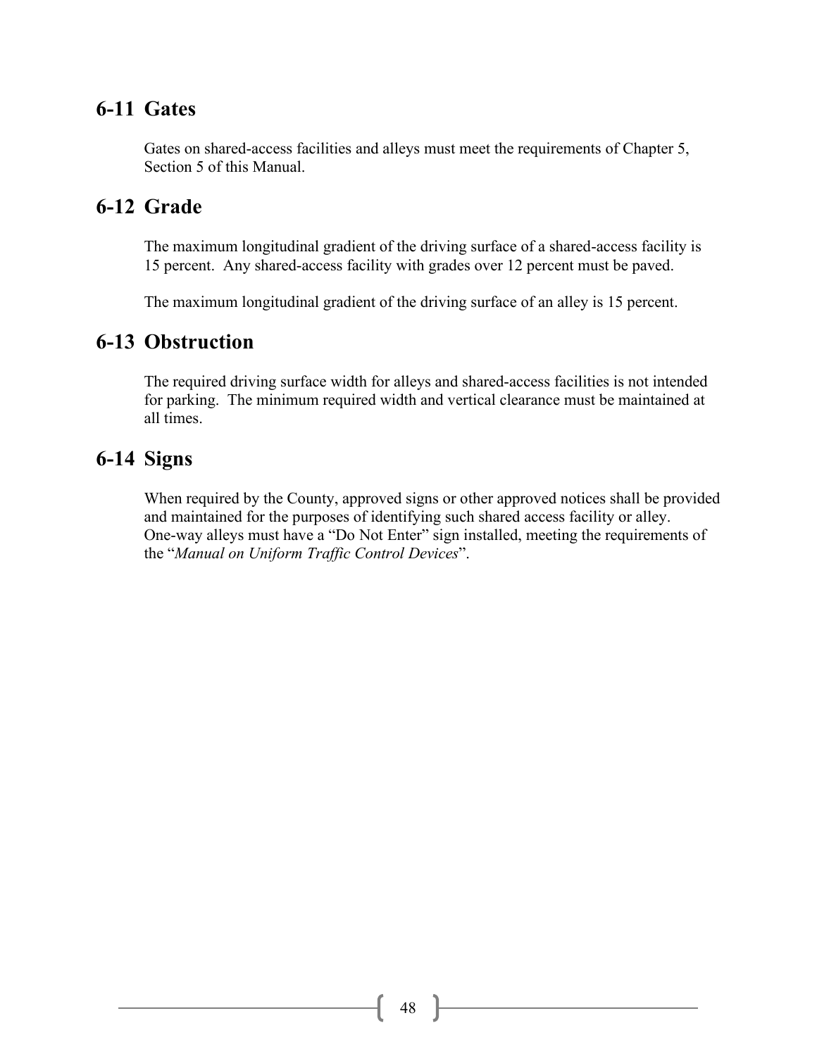## 6-11 Gates

Gates on shared-access facilities and alleys must meet the requirements of Chapter 5, Section 5 of this Manual.

## 6-12 Grade

The maximum longitudinal gradient of the driving surface of a shared-access facility is 15 percent. Any shared-access facility with grades over 12 percent must be paved.

The maximum longitudinal gradient of the driving surface of an alley is 15 percent.

## 6-13 Obstruction

The required driving surface width for alleys and shared-access facilities is not intended for parking. The minimum required width and vertical clearance must be maintained at all times.

## 6-14 Signs

When required by the County, approved signs or other approved notices shall be provided and maintained for the purposes of identifying such shared access facility or alley. One-way alleys must have a "Do Not Enter" sign installed, meeting the requirements of the "*Manual on Uniform Traffic Control Devices*".